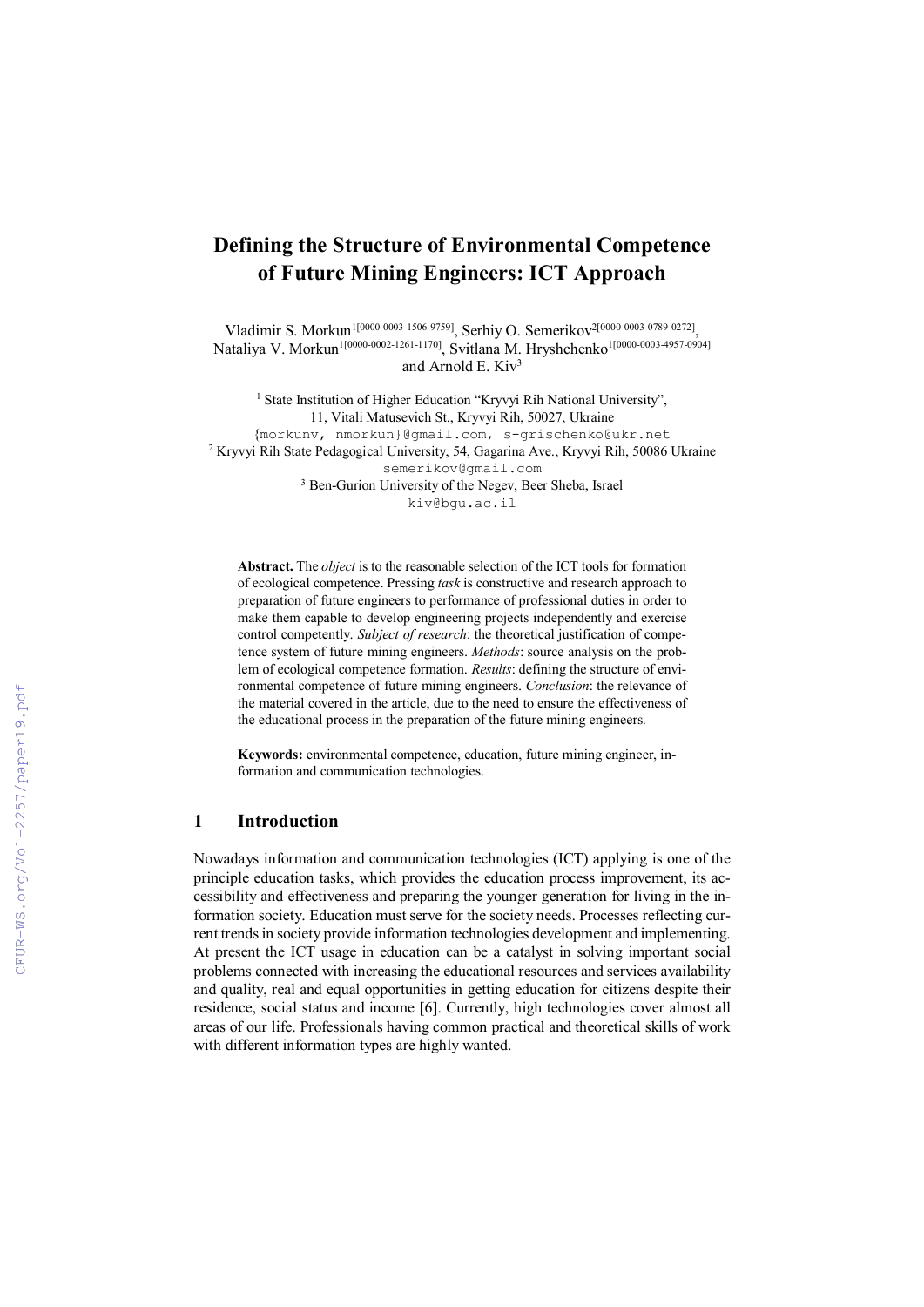# Defining the Structure of Environmental Competence of Future Mining Engineers: ICT Approach

Vladimir S. Morkun[1[0000-0003-1506-9759]], Serhiy O. Semerikov[2[0000-0003-0789-0272]], Nataliya V. Morkun[1[0000-0002-1261-1170]], Svitlana M. Hryshchenko[1[0000-0003-4957-0904]] and Arnold E. Kiv[3]

[1] State Institution of Higher Education "Kryvyi Rih National University", 11, Vitali Matusevich St., Kryvyi Rih, 50027, Ukraine
{morkunv, nmorkun}@gmail.com, s-grischenko@ukr.net

[2] Kryvyi Rih State Pedagogical University, 54, Gagarina Ave., Kryvyi Rih, 50086 Ukraine
semerikov@gmail.com

[3] Ben-Gurion University of the Negev, Beer Sheba, Israel
kiv@bgu.ac.il

**Abstract.** The *object* is to the reasonable selection of the ICT tools for formation of ecological competence. Pressing *task* is constructive and research approach to preparation of future engineers to performance of professional duties in order to make them capable to develop engineering projects independently and exercise control competently. *Subject of research*: the theoretical justification of competence system of future mining engineers. *Methods*: source analysis on the problem of ecological competence formation. *Results*: defining the structure of environmental competence of future mining engineers. *Conclusion*: the relevance of the material covered in the article, due to the need to ensure the effectiveness of the educational process in the preparation of the future mining engineers.

**Keywords:** environmental competence, education, future mining engineer, information and communication technologies.

## 1 Introduction

Nowadays information and communication technologies (ICT) applying is one of the principle education tasks, which provides the education process improvement, its accessibility and effectiveness and preparing the younger generation for living in the information society. Education must serve for the society needs. Processes reflecting current trends in society provide information technologies development and implementing. At present the ICT usage in education can be a catalyst in solving important social problems connected with increasing the educational resources and services availability and quality, real and equal opportunities in getting education for citizens despite their residence, social status and income [6]. Currently, high technologies cover almost all areas of our life. Professionals having common practical and theoretical skills of work with different information types are highly wanted.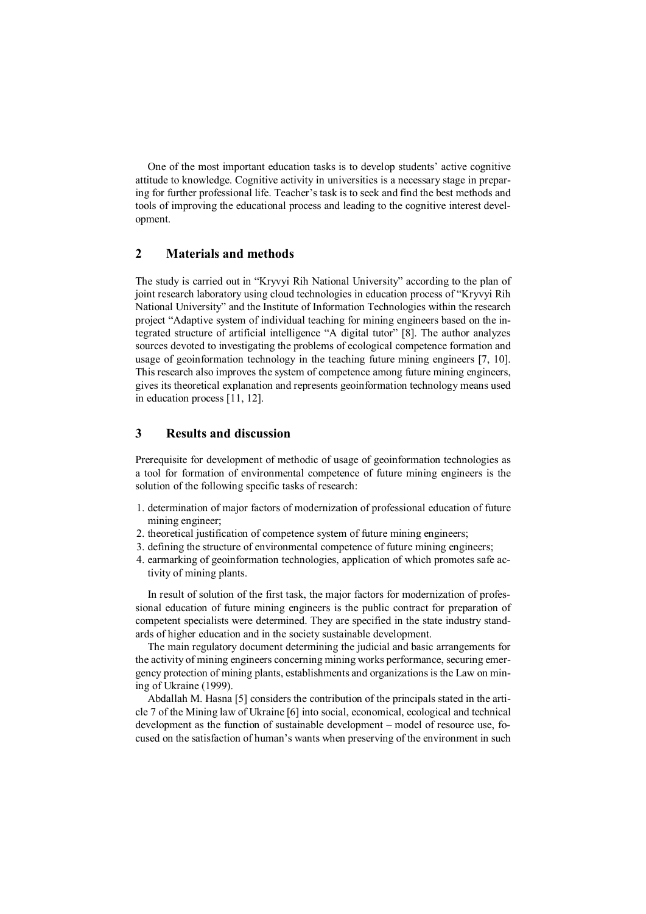One of the most important education tasks is to develop students' active cognitive attitude to knowledge. Cognitive activity in universities is a necessary stage in preparing for further professional life. Teacher's task is to seek and find the best methods and tools of improving the educational process and leading to the cognitive interest development.

## 2 Materials and methods

The study is carried out in "Kryvyi Rih National University" according to the plan of joint research laboratory using cloud technologies in education process of "Kryvyi Rih National University" and the Institute of Information Technologies within the research project "Adaptive system of individual teaching for mining engineers based on the integrated structure of artificial intelligence "A digital tutor" [8]. The author analyzes sources devoted to investigating the problems of ecological competence formation and usage of geoinformation technology in the teaching future mining engineers [7, 10]. This research also improves the system of competence among future mining engineers, gives its theoretical explanation and represents geoinformation technology means used in education process [11, 12].

## 3 Results and discussion

Prerequisite for development of methodic of usage of geoinformation technologies as a tool for formation of environmental competence of future mining engineers is the solution of the following specific tasks of research:

1. determination of major factors of modernization of professional education of future mining engineer;
2. theoretical justification of competence system of future mining engineers;
3. defining the structure of environmental competence of future mining engineers;
4. earmarking of geoinformation technologies, application of which promotes safe activity of mining plants.

In result of solution of the first task, the major factors for modernization of professional education of future mining engineers is the public contract for preparation of competent specialists were determined. They are specified in the state industry standards of higher education and in the society sustainable development.

The main regulatory document determining the judicial and basic arrangements for the activity of mining engineers concerning mining works performance, securing emergency protection of mining plants, establishments and organizations is the Law on mining of Ukraine (1999).

Abdallah M. Hasna [5] considers the contribution of the principals stated in the article 7 of the Mining law of Ukraine [6] into social, economical, ecological and technical development as the function of sustainable development – model of resource use, focused on the satisfaction of human's wants when preserving of the environment in such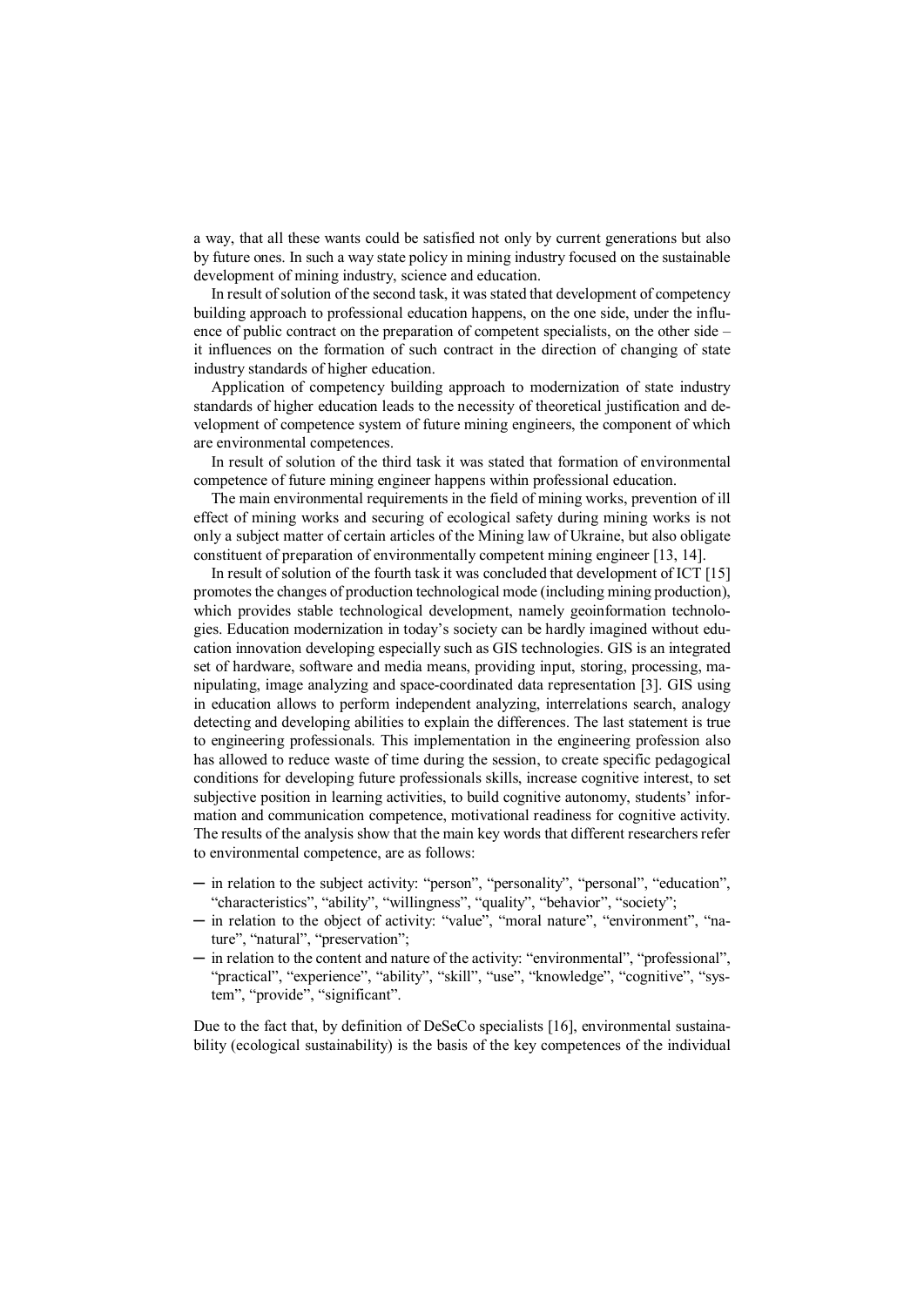a way, that all these wants could be satisfied not only by current generations but also by future ones. In such a way state policy in mining industry focused on the sustainable development of mining industry, science and education.

In result of solution of the second task, it was stated that development of competency building approach to professional education happens, on the one side, under the influence of public contract on the preparation of competent specialists, on the other side – it influences on the formation of such contract in the direction of changing of state industry standards of higher education.

Application of competency building approach to modernization of state industry standards of higher education leads to the necessity of theoretical justification and development of competence system of future mining engineers, the component of which are environmental competences.

In result of solution of the third task it was stated that formation of environmental competence of future mining engineer happens within professional education.

The main environmental requirements in the field of mining works, prevention of ill effect of mining works and securing of ecological safety during mining works is not only a subject matter of certain articles of the Mining law of Ukraine, but also obligate constituent of preparation of environmentally competent mining engineer [13, 14].

In result of solution of the fourth task it was concluded that development of ICT [15] promotes the changes of production technological mode (including mining production), which provides stable technological development, namely geoinformation technologies. Education modernization in today's society can be hardly imagined without education innovation developing especially such as GIS technologies. GIS is an integrated set of hardware, software and media means, providing input, storing, processing, manipulating, image analyzing and space-coordinated data representation [3]. GIS using in education allows to perform independent analyzing, interrelations search, analogy detecting and developing abilities to explain the differences. The last statement is true to engineering professionals. This implementation in the engineering profession also has allowed to reduce waste of time during the session, to create specific pedagogical conditions for developing future professionals skills, increase cognitive interest, to set subjective position in learning activities, to build cognitive autonomy, students' information and communication competence, motivational readiness for cognitive activity. The results of the analysis show that the main key words that different researchers refer to environmental competence, are as follows:

- in relation to the subject activity: "person", "personality", "personal", "education", "characteristics", "ability", "willingness", "quality", "behavior", "society";
- in relation to the object of activity: "value", "moral nature", "environment", "nature", "natural", "preservation";
- in relation to the content and nature of the activity: "environmental", "professional", "practical", "experience", "ability", "skill", "use", "knowledge", "cognitive", "system", "provide", "significant".

Due to the fact that, by definition of DeSeCo specialists [16], environmental sustainability (ecological sustainability) is the basis of the key competences of the individual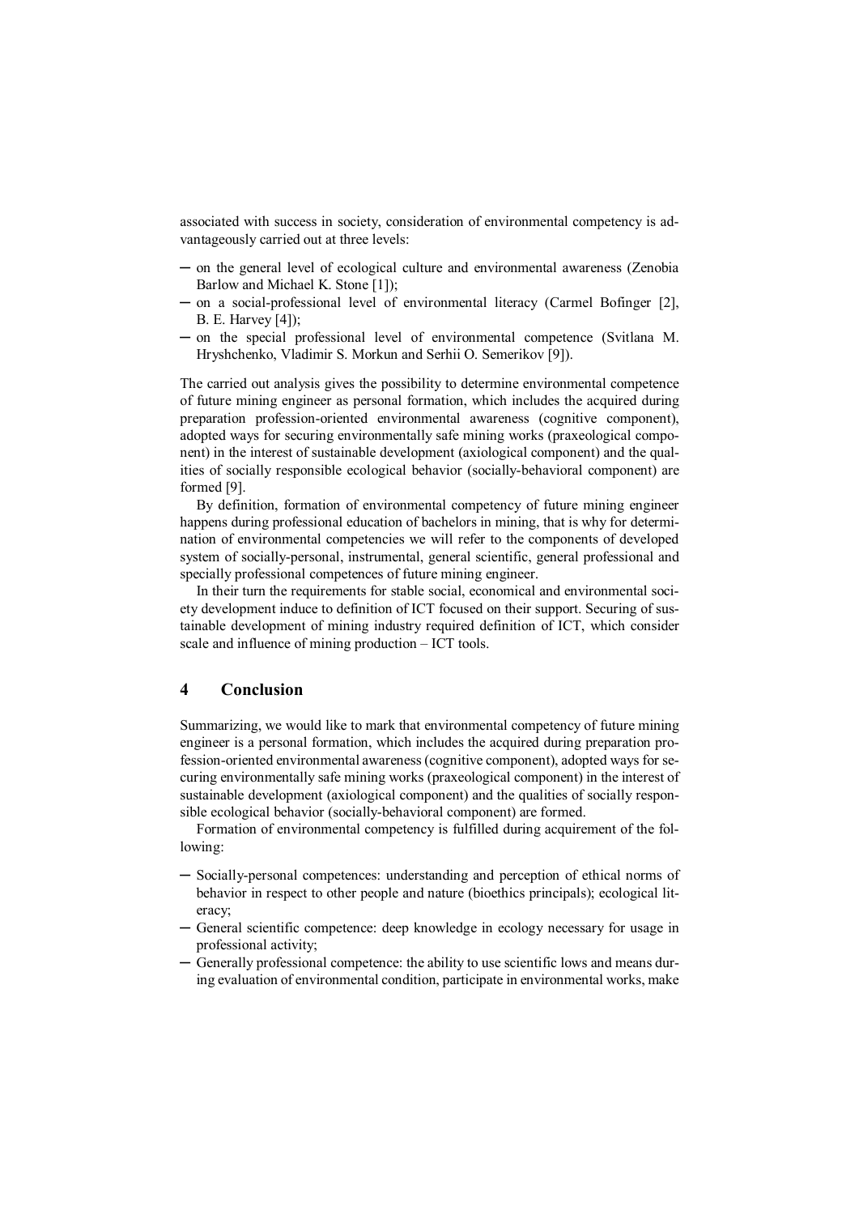associated with success in society, consideration of environmental competency is advantageously carried out at three levels:

- on the general level of ecological culture and environmental awareness (Zenobia Barlow and Michael K. Stone [1]);
- on a social-professional level of environmental literacy (Carmel Bofinger [2], B. E. Harvey [4]);
- on the special professional level of environmental competence (Svitlana M. Hryshchenko, Vladimir S. Morkun and Serhii O. Semerikov [9]).

The carried out analysis gives the possibility to determine environmental competence of future mining engineer as personal formation, which includes the acquired during preparation profession-oriented environmental awareness (cognitive component), adopted ways for securing environmentally safe mining works (praxeological component) in the interest of sustainable development (axiological component) and the qualities of socially responsible ecological behavior (socially-behavioral component) are formed [9].

By definition, formation of environmental competency of future mining engineer happens during professional education of bachelors in mining, that is why for determination of environmental competencies we will refer to the components of developed system of socially-personal, instrumental, general scientific, general professional and specially professional competences of future mining engineer.

In their turn the requirements for stable social, economical and environmental society development induce to definition of ICT focused on their support. Securing of sustainable development of mining industry required definition of ICT, which consider scale and influence of mining production – ICT tools.

## 4 Conclusion

Summarizing, we would like to mark that environmental competency of future mining engineer is a personal formation, which includes the acquired during preparation profession-oriented environmental awareness (cognitive component), adopted ways for securing environmentally safe mining works (praxeological component) in the interest of sustainable development (axiological component) and the qualities of socially responsible ecological behavior (socially-behavioral component) are formed.

Formation of environmental competency is fulfilled during acquirement of the following:

- Socially-personal competences: understanding and perception of ethical norms of behavior in respect to other people and nature (bioethics principals); ecological literacy;
- General scientific competence: deep knowledge in ecology necessary for usage in professional activity;
- Generally professional competence: the ability to use scientific lows and means during evaluation of environmental condition, participate in environmental works, make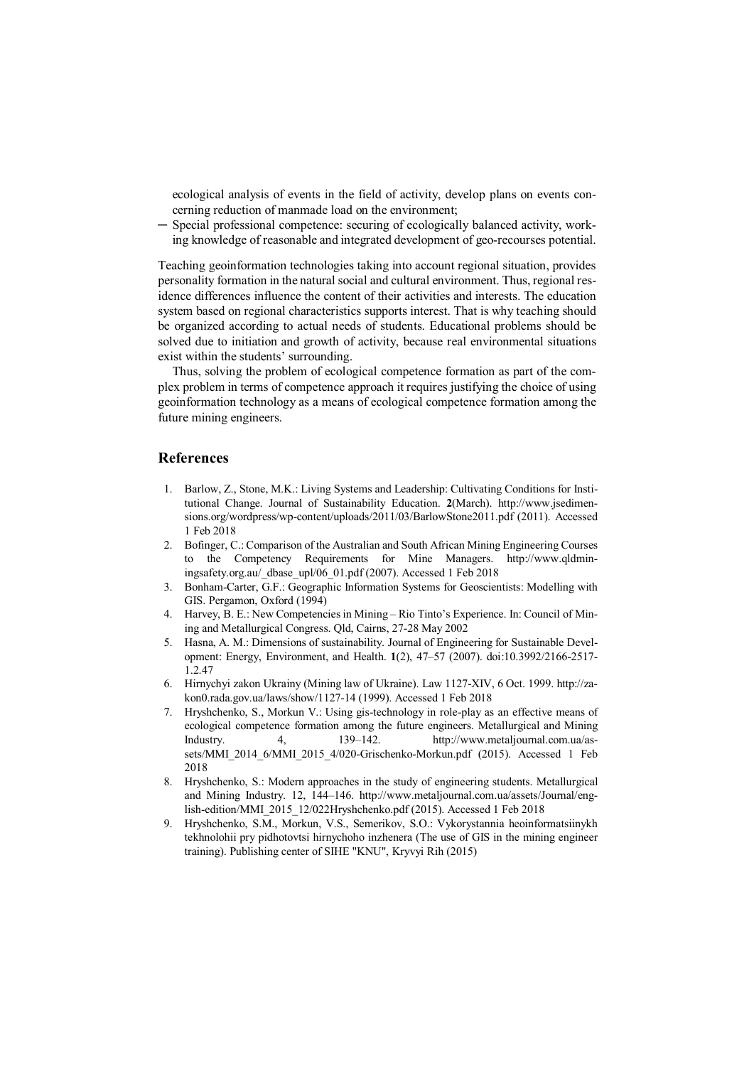ecological analysis of events in the field of activity, develop plans on events concerning reduction of manmade load on the environment;

- Special professional competence: securing of ecologically balanced activity, working knowledge of reasonable and integrated development of geo-recourses potential.

Teaching geoinformation technologies taking into account regional situation, provides personality formation in the natural social and cultural environment. Thus, regional residence differences influence the content of their activities and interests. The education system based on regional characteristics supports interest. That is why teaching should be organized according to actual needs of students. Educational problems should be solved due to initiation and growth of activity, because real environmental situations exist within the students' surrounding.

Thus, solving the problem of ecological competence formation as part of the complex problem in terms of competence approach it requires justifying the choice of using geoinformation technology as a means of ecological competence formation among the future mining engineers.

## References

1. Barlow, Z., Stone, M.K.: Living Systems and Leadership: Cultivating Conditions for Institutional Change. Journal of Sustainability Education. **2**(March). http://www.jsedimensions.org/wordpress/wp-content/uploads/2011/03/BarlowStone2011.pdf (2011). Accessed 1 Feb 2018
2. Bofinger, C.: Comparison of the Australian and South African Mining Engineering Courses to the Competency Requirements for Mine Managers. http://www.qldminingsafety.org.au/_dbase_upl/06_01.pdf (2007). Accessed 1 Feb 2018
3. Bonham-Carter, G.F.: Geographic Information Systems for Geoscientists: Modelling with GIS. Pergamon, Oxford (1994)
4. Harvey, B. E.: New Competencies in Mining – Rio Tinto's Experience. In: Council of Mining and Metallurgical Congress. Qld, Cairns, 27-28 May 2002
5. Hasna, A. M.: Dimensions of sustainability. Journal of Engineering for Sustainable Development: Energy, Environment, and Health. **1**(2), 47–57 (2007). doi:10.3992/2166-2517-1.2.47
6. Hirnychyi zakon Ukrainy (Mining law of Ukraine). Law 1127-XIV, 6 Oct. 1999. http://zakon0.rada.gov.ua/laws/show/1127-14 (1999). Accessed 1 Feb 2018
7. Hryshchenko, S., Morkun V.: Using gis-technology in role-play as an effective means of ecological competence formation among the future engineers. Metallurgical and Mining Industry. 4, 139–142. http://www.metaljournal.com.ua/assets/MMI_2014_6/MMI_2015_4/020-Grischenko-Morkun.pdf (2015). Accessed 1 Feb 2018
8. Hryshchenko, S.: Modern approaches in the study of engineering students. Metallurgical and Mining Industry. 12, 144–146. http://www.metaljournal.com.ua/assets/Journal/english-edition/MMI_2015_12/022Hryshchenko.pdf (2015). Accessed 1 Feb 2018
9. Hryshchenko, S.M., Morkun, V.S., Semerikov, S.O.: Vykorystannia heoinformatsiinykh tekhnolohii pry pidhotovtsi hirnychoho inzhenera (The use of GIS in the mining engineer training). Publishing center of SIHE "KNU", Kryvyi Rih (2015)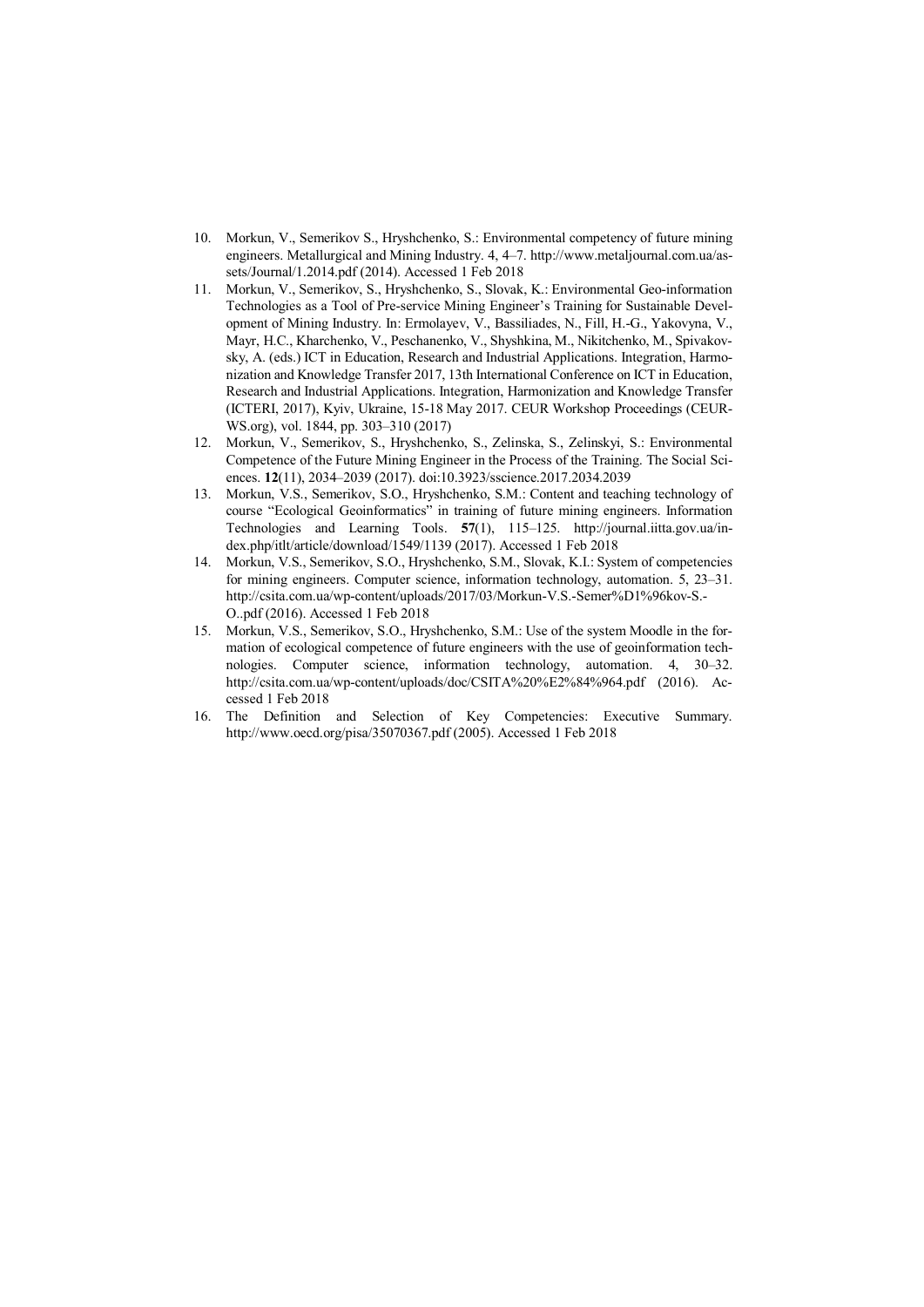10. Morkun, V., Semerikov S., Hryshchenko, S.: Environmental competency of future mining engineers. Metallurgical and Mining Industry. 4, 4–7. http://www.metaljournal.com.ua/assets/Journal/1.2014.pdf (2014). Accessed 1 Feb 2018
11. Morkun, V., Semerikov, S., Hryshchenko, S., Slovak, K.: Environmental Geo-information Technologies as a Tool of Pre-service Mining Engineer's Training for Sustainable Development of Mining Industry. In: Ermolayev, V., Bassiliades, N., Fill, H.-G., Yakovyna, V., Mayr, H.C., Kharchenko, V., Peschanenko, V., Shyshkina, M., Nikitchenko, M., Spivakovsky, A. (eds.) ICT in Education, Research and Industrial Applications. Integration, Harmonization and Knowledge Transfer 2017, 13th International Conference on ICT in Education, Research and Industrial Applications. Integration, Harmonization and Knowledge Transfer (ICTERI, 2017), Kyiv, Ukraine, 15-18 May 2017. CEUR Workshop Proceedings (CEUR-WS.org), vol. 1844, pp. 303–310 (2017)
12. Morkun, V., Semerikov, S., Hryshchenko, S., Zelinska, S., Zelinskyi, S.: Environmental Competence of the Future Mining Engineer in the Process of the Training. The Social Sciences. **12**(11), 2034–2039 (2017). doi:10.3923/sscience.2017.2034.2039
13. Morkun, V.S., Semerikov, S.O., Hryshchenko, S.M.: Content and teaching technology of course "Ecological Geoinformatics" in training of future mining engineers. Information Technologies and Learning Tools. **57**(1), 115–125. http://journal.iitta.gov.ua/index.php/itlt/article/download/1549/1139 (2017). Accessed 1 Feb 2018
14. Morkun, V.S., Semerikov, S.O., Hryshchenko, S.M., Slovak, K.I.: System of competencies for mining engineers. Computer science, information technology, automation. 5, 23–31. http://csita.com.ua/wp-content/uploads/2017/03/Morkun-V.S.-Semer%D1%96kov-S.-O..pdf (2016). Accessed 1 Feb 2018
15. Morkun, V.S., Semerikov, S.O., Hryshchenko, S.M.: Use of the system Moodle in the formation of ecological competence of future engineers with the use of geoinformation technologies. Computer science, information technology, automation. 4, 30–32. http://csita.com.ua/wp-content/uploads/doc/CSITA%20%E2%84%964.pdf (2016). Accessed 1 Feb 2018
16. The Definition and Selection of Key Competencies: Executive Summary. http://www.oecd.org/pisa/35070367.pdf (2005). Accessed 1 Feb 2018